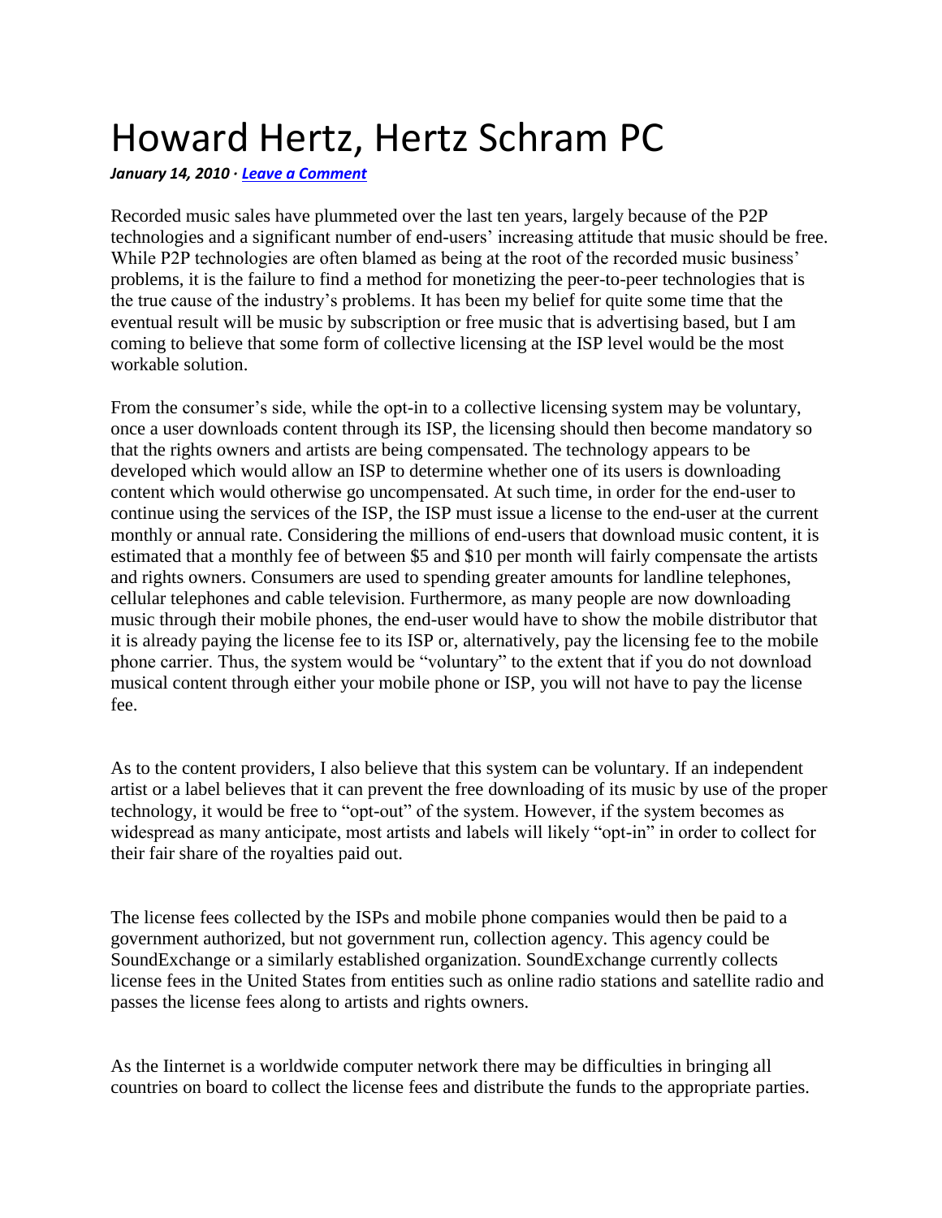# Howard Hertz, Hertz Schram PC

***January 14, 2010 · Leave a Comment***

Recorded music sales have plummeted over the last ten years, largely because of the P2P technologies and a significant number of end-users' increasing attitude that music should be free. While P2P technologies are often blamed as being at the root of the recorded music business' problems, it is the failure to find a method for monetizing the peer-to-peer technologies that is the true cause of the industry's problems. It has been my belief for quite some time that the eventual result will be music by subscription or free music that is advertising based, but I am coming to believe that some form of collective licensing at the ISP level would be the most workable solution.

From the consumer's side, while the opt-in to a collective licensing system may be voluntary, once a user downloads content through its ISP, the licensing should then become mandatory so that the rights owners and artists are being compensated. The technology appears to be developed which would allow an ISP to determine whether one of its users is downloading content which would otherwise go uncompensated. At such time, in order for the end-user to continue using the services of the ISP, the ISP must issue a license to the end-user at the current monthly or annual rate. Considering the millions of end-users that download music content, it is estimated that a monthly fee of between $5 and $10 per month will fairly compensate the artists and rights owners. Consumers are used to spending greater amounts for landline telephones, cellular telephones and cable television. Furthermore, as many people are now downloading music through their mobile phones, the end-user would have to show the mobile distributor that it is already paying the license fee to its ISP or, alternatively, pay the licensing fee to the mobile phone carrier. Thus, the system would be "voluntary" to the extent that if you do not download musical content through either your mobile phone or ISP, you will not have to pay the license fee.

As to the content providers, I also believe that this system can be voluntary. If an independent artist or a label believes that it can prevent the free downloading of its music by use of the proper technology, it would be free to "opt-out" of the system. However, if the system becomes as widespread as many anticipate, most artists and labels will likely "opt-in" in order to collect for their fair share of the royalties paid out.

The license fees collected by the ISPs and mobile phone companies would then be paid to a government authorized, but not government run, collection agency. This agency could be SoundExchange or a similarly established organization. SoundExchange currently collects license fees in the United States from entities such as online radio stations and satellite radio and passes the license fees along to artists and rights owners.

As the Iinternet is a worldwide computer network there may be difficulties in bringing all countries on board to collect the license fees and distribute the funds to the appropriate parties.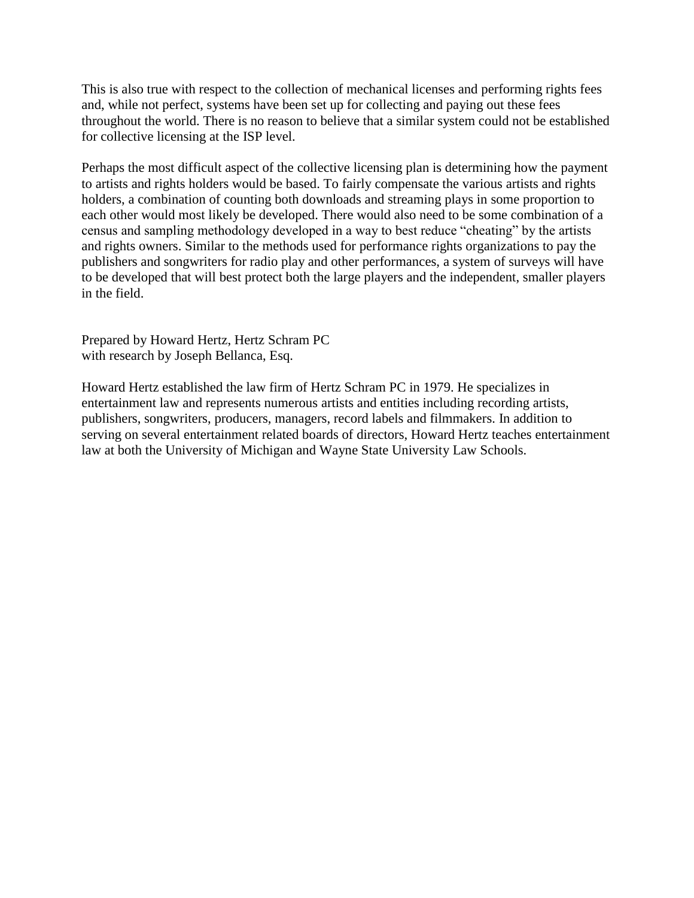This is also true with respect to the collection of mechanical licenses and performing rights fees and, while not perfect, systems have been set up for collecting and paying out these fees throughout the world. There is no reason to believe that a similar system could not be established for collective licensing at the ISP level.

Perhaps the most difficult aspect of the collective licensing plan is determining how the payment to artists and rights holders would be based. To fairly compensate the various artists and rights holders, a combination of counting both downloads and streaming plays in some proportion to each other would most likely be developed. There would also need to be some combination of a census and sampling methodology developed in a way to best reduce "cheating" by the artists and rights owners. Similar to the methods used for performance rights organizations to pay the publishers and songwriters for radio play and other performances, a system of surveys will have to be developed that will best protect both the large players and the independent, smaller players in the field.

Prepared by Howard Hertz, Hertz Schram PC
with research by Joseph Bellanca, Esq.

Howard Hertz established the law firm of Hertz Schram PC in 1979. He specializes in entertainment law and represents numerous artists and entities including recording artists, publishers, songwriters, producers, managers, record labels and filmmakers. In addition to serving on several entertainment related boards of directors, Howard Hertz teaches entertainment law at both the University of Michigan and Wayne State University Law Schools.